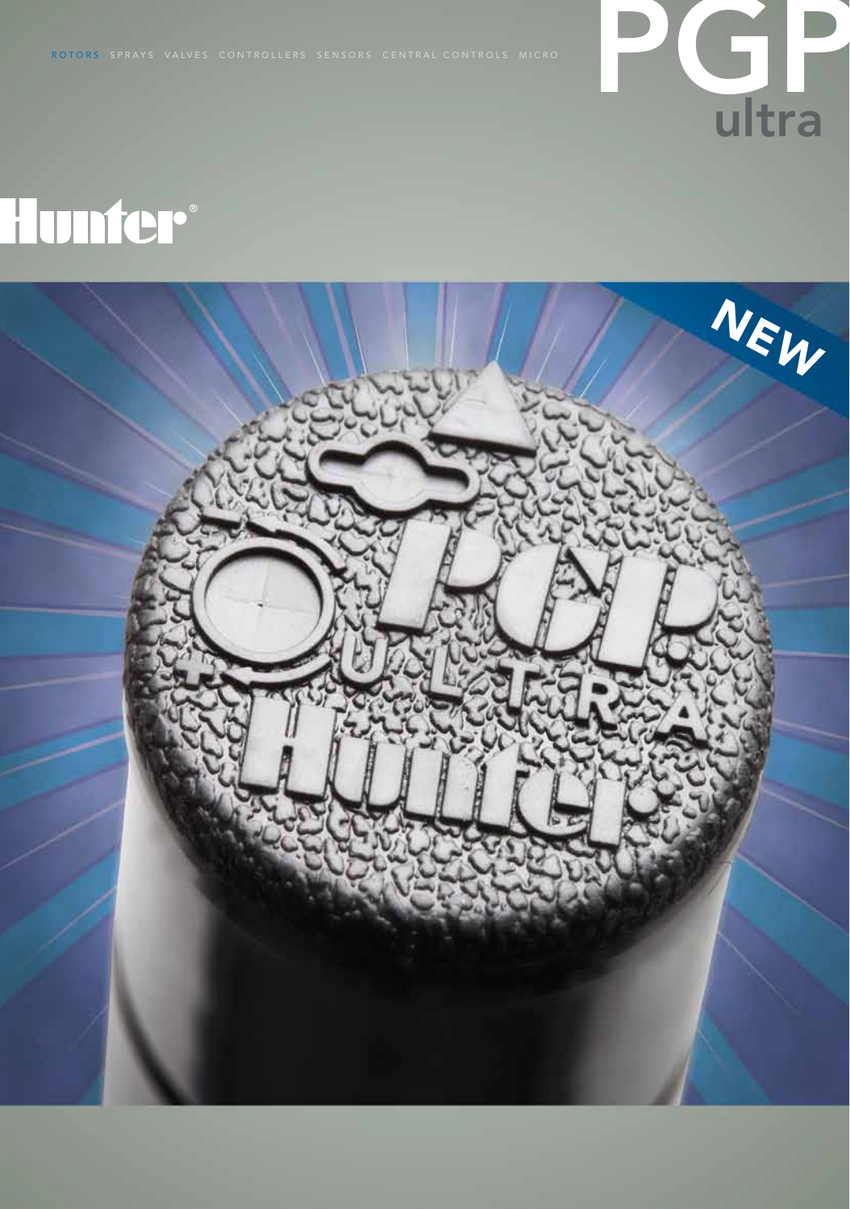ROTORS SPRAYS VALVES CONTROLLERS SENSORS CENTRAL CONTROLS MICRO

# PGP ultra

Hunter®

NEW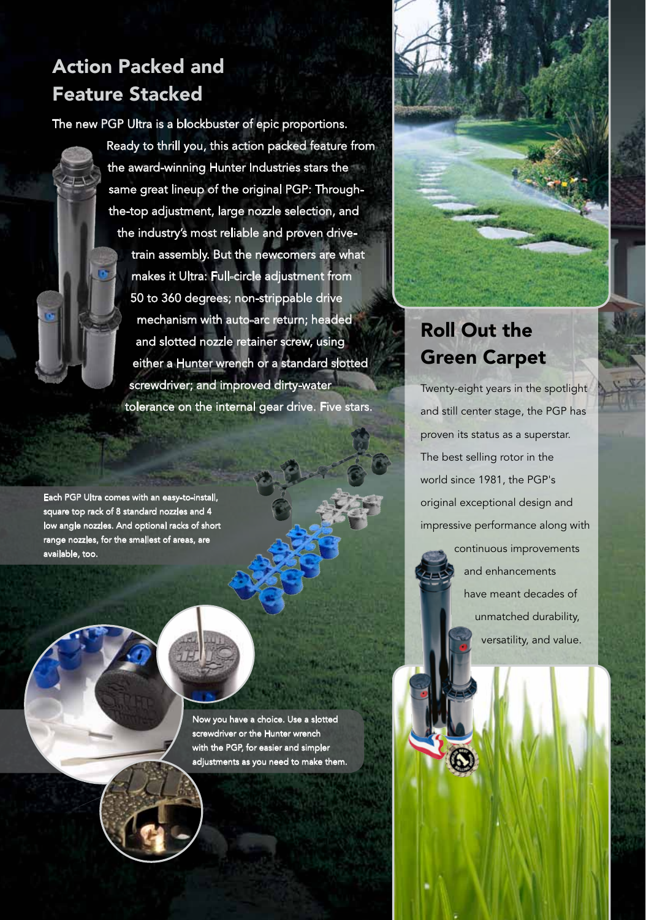## Action Packed and Feature Stacked

The new PGP Ultra is a blockbuster of epic proportions. Ready to thrill you, this action packed feature from the award-winning Hunter Industries stars the same great lineup of the original PGP: Through-the-top adjustment, large nozzle selection, and the industry's most reliable and proven drive-train assembly. But the newcomers are what makes it Ultra: Full-circle adjustment from 50 to 360 degrees; non-strippable drive mechanism with auto-arc return; headed and slotted nozzle retainer screw, using either a Hunter wrench or a standard slotted screwdriver; and improved dirty-water tolerance on the internal gear drive. Five stars.

Each PGP Ultra comes with an easy-to-install, square top rack of 8 standard nozzles and 4 low angle nozzles. And optional racks of short range nozzles, for the smallest of areas, are available, too.

Now you have a choice. Use a slotted screwdriver or the Hunter wrench with the PGP, for easier and simpler adjustments as you need to make them.

## Roll Out the Green Carpet

Twenty-eight years in the spotlight and still center stage, the PGP has proven its status as a superstar. The best selling rotor in the world since 1981, the PGP's original exceptional design and impressive performance along with continuous improvements and enhancements have meant decades of unmatched durability, versatility, and value.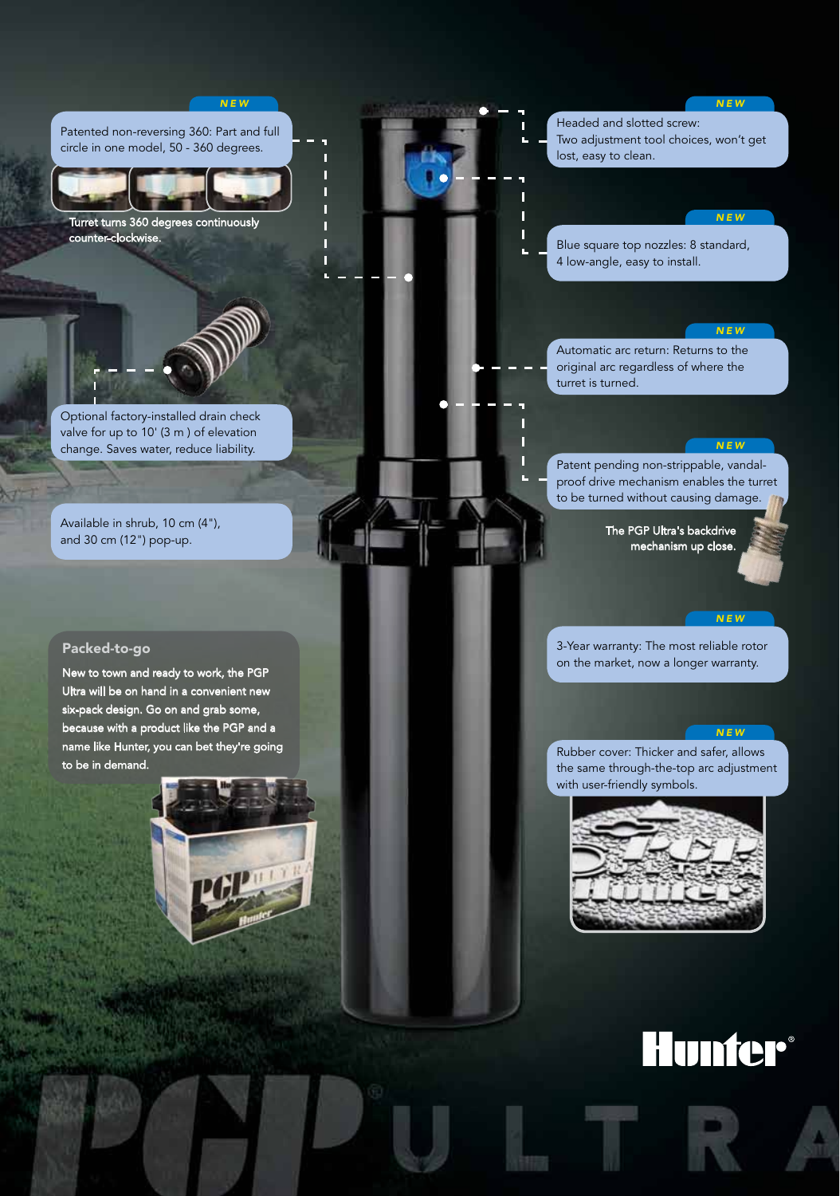*NEW*

Patented non-reversing 360: Part and full circle in one model, 50 - 360 degrees.

Turret turns 360 degrees continuously counter-clockwise.

Optional factory-installed drain check valve for up to 10' (3 m ) of elevation change. Saves water, reduce liability.

Available in shrub, 10 cm (4"), and 30 cm (12") pop-up.

## Packed-to-go

New to town and ready to work, the PGP Ultra will be on hand in a convenient new six-pack design. Go on and grab some, because with a product like the PGP and a name like Hunter, you can bet they're going to be in demand.

*NEW*

Headed and slotted screw: Two adjustment tool choices, won't get lost, easy to clean.

*NEW*

Blue square top nozzles: 8 standard, 4 low-angle, easy to install.

*NEW*

Automatic arc return: Returns to the original arc regardless of where the turret is turned.

*NEW*

Patent pending non-strippable, vandal-proof drive mechanism enables the turret to be turned without causing damage.

The PGP Ultra's backdrive mechanism up close.

*NEW*

3-Year warranty: The most reliable rotor on the market, now a longer warranty.

*NEW*

Rubber cover: Thicker and safer, allows the same through-the-top arc adjustment with user-friendly symbols.

Hunter®

PGP® ULTRA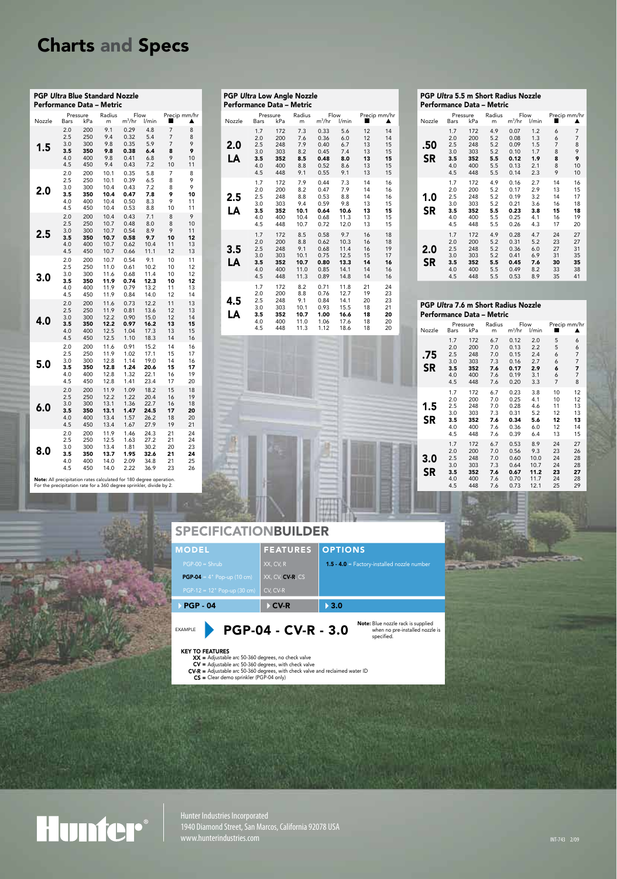# Charts and Specs

## PGP *Ultra* Blue Standard Nozzle Performance Data – Metric

| Nozzle | Pressure Bars | Pressure kPa | Radius m | Flow m³/hr | Flow l/min | Precip mm/hr ■ | Precip mm/hr ▲ |
|---|---|---|---|---|---|---|---|
| 1.5 | 2.0 | 200 | 9.1 | 0.29 | 4.8 | 7 | 8 |
| | 2.5 | 250 | 9.4 | 0.32 | 5.4 | 7 | 8 |
| | 3.0 | 300 | 9.8 | 0.35 | 5.9 | 7 | 9 |
| | **3.5** | **350** | **9.8** | **0.38** | **6.4** | **8** | **9** |
| | 4.0 | 400 | 9.8 | 0.41 | 6.8 | 9 | 10 |
| | 4.5 | 450 | 9.4 | 0.43 | 7.2 | 10 | 11 |
| 2.0 | 2.0 | 200 | 10.1 | 0.35 | 5.8 | 7 | 8 |
| | 2.5 | 250 | 10.1 | 0.39 | 6.5 | 8 | 9 |
| | 3.0 | 300 | 10.4 | 0.43 | 7.2 | 8 | 9 |
| | **3.5** | **350** | **10.4** | **0.47** | **7.8** | **9** | **10** |
| | 4.0 | 400 | 10.4 | 0.50 | 8.3 | 9 | 11 |
| | 4.5 | 450 | 10.4 | 0.53 | 8.8 | 10 | 11 |
| 2.5 | 2.0 | 200 | 10.4 | 0.43 | 7.1 | 8 | 9 |
| | 2.5 | 250 | 10.7 | 0.48 | 8.0 | 8 | 10 |
| | 3.0 | 300 | 10.7 | 0.54 | 8.9 | 9 | 11 |
| | **3.5** | **350** | **10.7** | **0.58** | **9.7** | **10** | **12** |
| | 4.0 | 400 | 10.7 | 0.62 | 10.4 | 11 | 13 |
| | 4.5 | 450 | 10.7 | 0.66 | 11.1 | 12 | 13 |
| 3.0 | 2.0 | 200 | 10.7 | 0.54 | 9.1 | 10 | 11 |
| | 2.5 | 250 | 11.0 | 0.61 | 10.2 | 10 | 12 |
| | 3.0 | 300 | 11.6 | 0.68 | 11.4 | 10 | 12 |
| | **3.5** | **350** | **11.9** | **0.74** | **12.3** | **10** | **12** |
| | 4.0 | 400 | 11.9 | 0.79 | 13.2 | 11 | 13 |
| | 4.5 | 450 | 11.9 | 0.84 | 14.0 | 12 | 14 |
| 4.0 | 2.0 | 200 | 11.6 | 0.73 | 12.2 | 11 | 13 |
| | 2.5 | 250 | 11.9 | 0.81 | 13.6 | 12 | 13 |
| | 3.0 | 300 | 12.2 | 0.90 | 15.0 | 12 | 14 |
| | **3.5** | **350** | **12.2** | **0.97** | **16.2** | **13** | **15** |
| | 4.0 | 400 | 12.5 | 1.04 | 17.3 | 13 | 15 |
| | 4.5 | 450 | 12.5 | 1.10 | 18.3 | 14 | 16 |
| 5.0 | 2.0 | 200 | 11.6 | 0.91 | 15.2 | 14 | 16 |
| | 2.5 | 250 | 11.9 | 1.02 | 17.1 | 15 | 17 |
| | 3.0 | 300 | 12.8 | 1.14 | 19.0 | 14 | 16 |
| | **3.5** | **350** | **12.8** | **1.24** | **20.6** | **15** | **17** |
| | 4.0 | 400 | 12.8 | 1.32 | 22.1 | 16 | 19 |
| | 4.5 | 450 | 12.8 | 1.41 | 23.4 | 17 | 20 |
| 6.0 | 2.0 | 200 | 11.9 | 1.09 | 18.2 | 15 | 18 |
| | 2.5 | 250 | 12.2 | 1.22 | 20.4 | 16 | 19 |
| | 3.0 | 300 | 13.1 | 1.36 | 22.7 | 16 | 18 |
| | **3.5** | **350** | **13.1** | **1.47** | **24.5** | **17** | **20** |
| | 4.0 | 400 | 13.4 | 1.57 | 26.2 | 18 | 20 |
| | 4.5 | 450 | 13.4 | 1.67 | 27.9 | 19 | 21 |
| 8.0 | 2.0 | 200 | 11.9 | 1.46 | 24.3 | 21 | 24 |
| | 2.5 | 250 | 12.5 | 1.63 | 27.2 | 21 | 24 |
| | 3.0 | 300 | 13.4 | 1.81 | 30.2 | 20 | 23 |
| | **3.5** | **350** | **13.7** | **1.95** | **32.6** | **21** | **24** |
| | 4.0 | 400 | 14.0 | 2.09 | 34.8 | 21 | 25 |
| | 4.5 | 450 | 14.0 | 2.22 | 36.9 | 23 | 26 |

**Note:** All precipitation rates calculated for 180 degree operation. For the precipitation rate for a 360 degree sprinkler, divide by 2.

## PGP *Ultra* Low Angle Nozzle Performance Data – Metric

| Nozzle | Pressure Bars | Pressure kPa | Radius m | Flow m³/hr | Flow l/min | Precip mm/hr ■ | Precip mm/hr ▲ |
|---|---|---|---|---|---|---|---|
| 2.0 LA | 1.7 | 172 | 7.3 | 0.33 | 5.6 | 12 | 14 |
| | 2.0 | 200 | 7.6 | 0.36 | 6.0 | 12 | 14 |
| | 2.5 | 248 | 7.9 | 0.40 | 6.7 | 13 | 15 |
| | 3.0 | 303 | 8.2 | 0.45 | 7.4 | 13 | 15 |
| | **3.5** | **352** | **8.5** | **0.48** | **8.0** | **13** | **15** |
| | 4.0 | 400 | 8.8 | 0.52 | 8.6 | 13 | 15 |
| | 4.5 | 448 | 9.1 | 0.55 | 9.1 | 13 | 15 |
| 2.5 LA | 1.7 | 172 | 7.9 | 0.44 | 7.3 | 14 | 16 |
| | 2.0 | 200 | 8.2 | 0.47 | 7.9 | 14 | 16 |
| | 2.5 | 248 | 8.8 | 0.53 | 8.8 | 14 | 16 |
| | 3.0 | 303 | 9.4 | 0.59 | 9.8 | 13 | 15 |
| | **3.5** | **352** | **10.1** | **0.64** | **10.6** | **13** | **15** |
| | 4.0 | 400 | 10.4 | 0.68 | 11.3 | 13 | 15 |
| | 4.5 | 448 | 10.7 | 0.72 | 12.0 | 13 | 15 |
| 3.5 LA | 1.7 | 172 | 8.5 | 0.58 | 9.7 | 16 | 18 |
| | 2.0 | 200 | 8.8 | 0.62 | 10.3 | 16 | 18 |
| | 2.5 | 248 | 9.1 | 0.68 | 11.4 | 16 | 19 |
| | 3.0 | 303 | 10.1 | 0.75 | 12.5 | 15 | 17 |
| | **3.5** | **352** | **10.7** | **0.80** | **13.3** | **14** | **16** |
| | 4.0 | 400 | 11.0 | 0.85 | 14.1 | 14 | 16 |
| | 4.5 | 448 | 11.3 | 0.89 | 14.8 | 14 | 16 |
| 4.5 LA | 1.7 | 172 | 8.2 | 0.71 | 11.8 | 21 | 24 |
| | 2.0 | 200 | 8.8 | 0.76 | 12.7 | 19 | 23 |
| | 2.5 | 248 | 9.1 | 0.84 | 14.1 | 20 | 23 |
| | 3.0 | 303 | 10.1 | 0.93 | 15.5 | 18 | 21 |
| | **3.5** | **352** | **10.7** | **1.00** | **16.6** | **18** | **20** |
| | 4.0 | 400 | 11.0 | 1.06 | 17.6 | 18 | 20 |
| | 4.5 | 448 | 11.3 | 1.12 | 18.6 | 18 | 20 |

## PGP *Ultra* 5.5 m Short Radius Nozzle Performance Data – Metric

| Nozzle | Pressure Bars | Pressure kPa | Radius m | Flow m³/hr | Flow l/min | Precip mm/hr ■ | Precip mm/hr ▲ |
|---|---|---|---|---|---|---|---|
| .50 SR | 1.7 | 172 | 4.9 | 0.07 | 1.2 | 6 | 7 |
| | 2.0 | 200 | 5.2 | 0.08 | 1.3 | 6 | 7 |
| | 2.5 | 248 | 5.2 | 0.09 | 1.5 | 7 | 8 |
| | 3.0 | 303 | 5.2 | 0.10 | 1.7 | 8 | 9 |
| | **3.5** | **352** | **5.5** | **0.12** | **1.9** | **8** | **9** |
| | 4.0 | 400 | 5.5 | 0.13 | 2.1 | 8 | 10 |
| | 4.5 | 448 | 5.5 | 0.14 | 2.3 | 9 | 10 |
| 1.0 SR | 1.7 | 172 | 4.9 | 0.16 | 2.7 | 14 | 16 |
| | 2.0 | 200 | 5.2 | 0.17 | 2.9 | 13 | 15 |
| | 2.5 | 248 | 5.2 | 0.19 | 3.2 | 14 | 17 |
| | 3.0 | 303 | 5.2 | 0.21 | 3.6 | 16 | 18 |
| | **3.5** | **352** | **5.5** | **0.23** | **3.8** | **15** | **18** |
| | 4.0 | 400 | 5.5 | 0.25 | 4.1 | 16 | 19 |
| | 4.5 | 448 | 5.5 | 0.26 | 4.3 | 17 | 20 |
| 2.0 SR | 1.7 | 172 | 4.9 | 0.28 | 4.7 | 24 | 27 |
| | 2.0 | 200 | 5.2 | 0.31 | 5.2 | 23 | 27 |
| | 2.5 | 248 | 5.2 | 0.36 | 6.0 | 27 | 31 |
| | 3.0 | 303 | 5.2 | 0.41 | 6.9 | 31 | 35 |
| | **3.5** | **352** | **5.5** | **0.45** | **7.6** | **30** | **35** |
| | 4.0 | 400 | 5.5 | 0.49 | 8.2 | 33 | 38 |
| | 4.5 | 448 | 5.5 | 0.53 | 8.9 | 35 | 41 |

## PGP *Ultra* 7.6 m Short Radius Nozzle Performance Data – Metric

| Nozzle | Pressure Bars | Pressure kPa | Radius m | Flow m³/hr | Flow l/min | Precip mm/hr ■ | Precip mm/hr ▲ |
|---|---|---|---|---|---|---|---|
| .75 SR | 1.7 | 172 | 6.7 | 0.12 | 2.0 | 5 | 6 |
| | 2.0 | 200 | 7.0 | 0.13 | 2.2 | 5 | 6 |
| | 2.5 | 248 | 7.0 | 0.15 | 2.4 | 6 | 7 |
| | 3.0 | 303 | 7.3 | 0.16 | 2.7 | 6 | 7 |
| | **3.5** | **352** | **7.6** | **0.17** | **2.9** | **6** | **7** |
| | 4.0 | 400 | 7.6 | 0.19 | 3.1 | 6 | 7 |
| | 4.5 | 448 | 7.6 | 0.20 | 3.3 | 7 | 8 |
| 1.5 SR | 1.7 | 172 | 6.7 | 0.23 | 3.8 | 10 | 12 |
| | 2.0 | 200 | 7.0 | 0.25 | 4.1 | 10 | 12 |
| | 2.5 | 248 | 7.0 | 0.28 | 4.6 | 11 | 13 |
| | 3.0 | 303 | 7.3 | 0.31 | 5.2 | 12 | 13 |
| | **3.5** | **352** | **7.6** | **0.34** | **5.6** | **12** | **13** |
| | 4.0 | 400 | 7.6 | 0.36 | 6.0 | 12 | 14 |
| | 4.5 | 448 | 7.6 | 0.39 | 6.4 | 13 | 15 |
| 3.0 SR | 1.7 | 172 | 6.7 | 0.53 | 8.9 | 24 | 27 |
| | 2.0 | 200 | 7.0 | 0.56 | 9.3 | 23 | 26 |
| | 2.5 | 248 | 7.0 | 0.60 | 10.0 | 24 | 28 |
| | 3.0 | 303 | 7.3 | 0.64 | 10.7 | 24 | 28 |
| | **3.5** | **352** | **7.6** | **0.67** | **11.2** | **23** | **27** |
| | 4.0 | 400 | 7.6 | 0.70 | 11.7 | 24 | 28 |
| | 4.5 | 448 | 7.6 | 0.73 | 12.1 | 25 | 29 |

## SPECIFICATIONBUILDER

| MODEL | FEATURES | OPTIONS |
|---|---|---|
| PGP-00 = Shrub | XX, CV, R | **1.5 - 4.0** = Factory-installed nozzle number |
| **PGP-04** = 4" Pop-up (10 cm) | XX, CV, **CV-R**, CS | |
| PGP-12 = 12" Pop-up (30 cm) | CV, CV-R | |
| **PGP - 04** | **CV-R** | **3.0** |

EXAMPLE **PGP-04 - CV-R - 3.0**

**Note:** Blue nozzle rack is supplied when no pre-installed nozzle is specified.

**KEY TO FEATURES**

- **XX** = Adjustable arc 50-360 degrees, no check valve
- **CV** = Adjustable arc 50-360 degrees, with check valve
- **CV-R** = Adjustable arc 50-360 degrees, with check valve and reclaimed water ID
- **CS** = Clear demo sprinkler (PGP-04 only)

Hunter®

Hunter Industries Incorporated
1940 Diamond Street, San Marcos, California 92078 USA
www.hunterindustries.com

INT-743 2/09